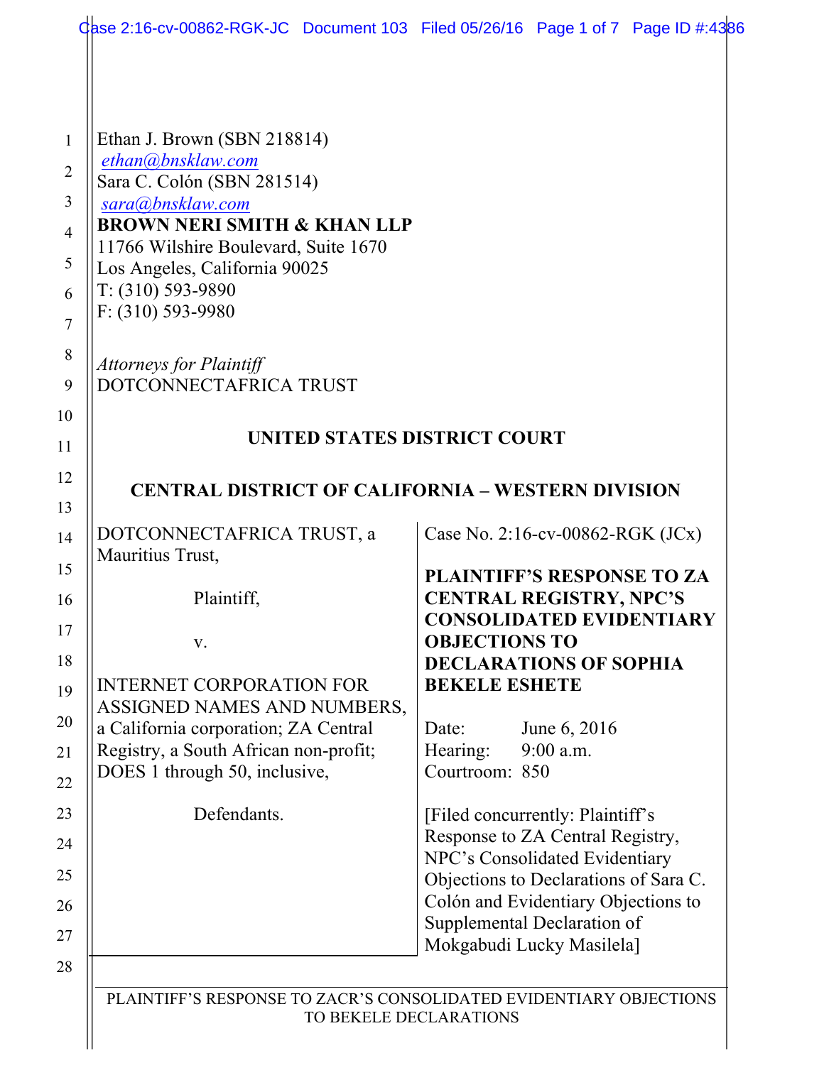Ethan J. Brown (SBN 218814)
ethan@bnsklaw.com
Sara C. Colón (SBN 281514)
sara@bnsklaw.com
**BROWN NERI SMITH & KHAN LLP**
11766 Wilshire Boulevard, Suite 1670
Los Angeles, California 90025
T: (310) 593-9890
F: (310) 593-9980

*Attorneys for Plaintiff*
DOTCONNECTAFRICA TRUST

**UNITED STATES DISTRICT COURT**

**CENTRAL DISTRICT OF CALIFORNIA – WESTERN DIVISION**

DOTCONNECTAFRICA TRUST, a Mauritius Trust,

Plaintiff,

v.

INTERNET CORPORATION FOR ASSIGNED NAMES AND NUMBERS, a California corporation; ZA Central Registry, a South African non-profit; DOES 1 through 50, inclusive,

Defendants.

Case No. 2:16-cv-00862-RGK (JCx)

**PLAINTIFF'S RESPONSE TO ZA CENTRAL REGISTRY, NPC'S CONSOLIDATED EVIDENTIARY OBJECTIONS TO DECLARATIONS OF SOPHIA BEKELE ESHETE**

Date: June 6, 2016
Hearing: 9:00 a.m.
Courtroom: 850

[Filed concurrently: Plaintiff's Response to ZA Central Registry, NPC's Consolidated Evidentiary Objections to Declarations of Sara C. Colón and Evidentiary Objections to Supplemental Declaration of Mokgabudi Lucky Masilela]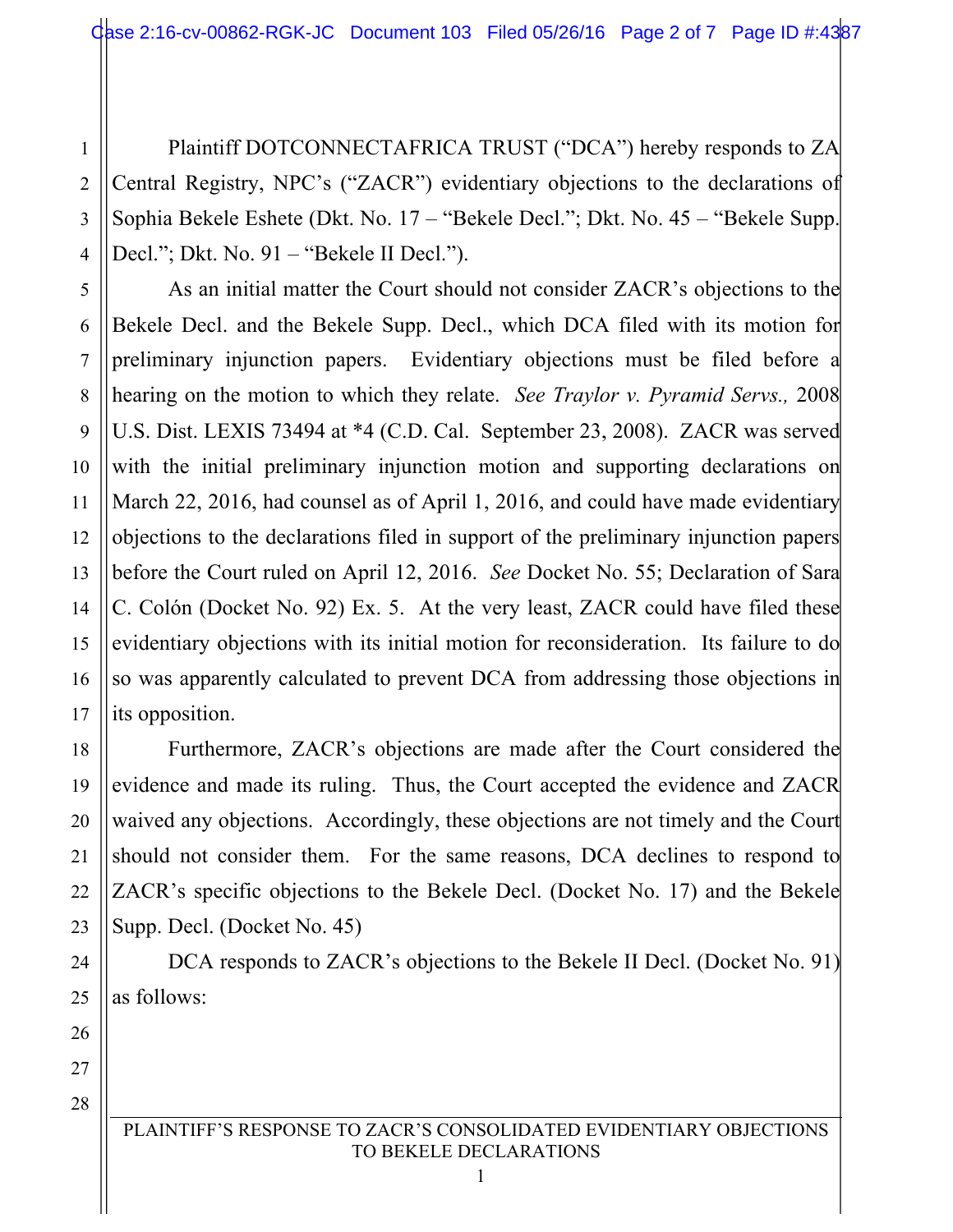Plaintiff DOTCONNECTAFRICA TRUST ("DCA") hereby responds to ZA Central Registry, NPC's ("ZACR") evidentiary objections to the declarations of Sophia Bekele Eshete (Dkt. No. 17 – "Bekele Decl."; Dkt. No. 45 – "Bekele Supp. Decl."; Dkt. No. 91 – "Bekele II Decl.").

As an initial matter the Court should not consider ZACR's objections to the Bekele Decl. and the Bekele Supp. Decl., which DCA filed with its motion for preliminary injunction papers. Evidentiary objections must be filed before a hearing on the motion to which they relate. *See Traylor v. Pyramid Servs.,* 2008 U.S. Dist. LEXIS 73494 at *4 (C.D. Cal. September 23, 2008). ZACR was served with the initial preliminary injunction motion and supporting declarations on March 22, 2016, had counsel as of April 1, 2016, and could have made evidentiary objections to the declarations filed in support of the preliminary injunction papers before the Court ruled on April 12, 2016. *See* Docket No. 55; Declaration of Sara C. Colón (Docket No. 92) Ex. 5. At the very least, ZACR could have filed these evidentiary objections with its initial motion for reconsideration. Its failure to do so was apparently calculated to prevent DCA from addressing those objections in its opposition.

Furthermore, ZACR's objections are made after the Court considered the evidence and made its ruling. Thus, the Court accepted the evidence and ZACR waived any objections. Accordingly, these objections are not timely and the Court should not consider them. For the same reasons, DCA declines to respond to ZACR's specific objections to the Bekele Decl. (Docket No. 17) and the Bekele Supp. Decl. (Docket No. 45)

DCA responds to ZACR's objections to the Bekele II Decl. (Docket No. 91) as follows: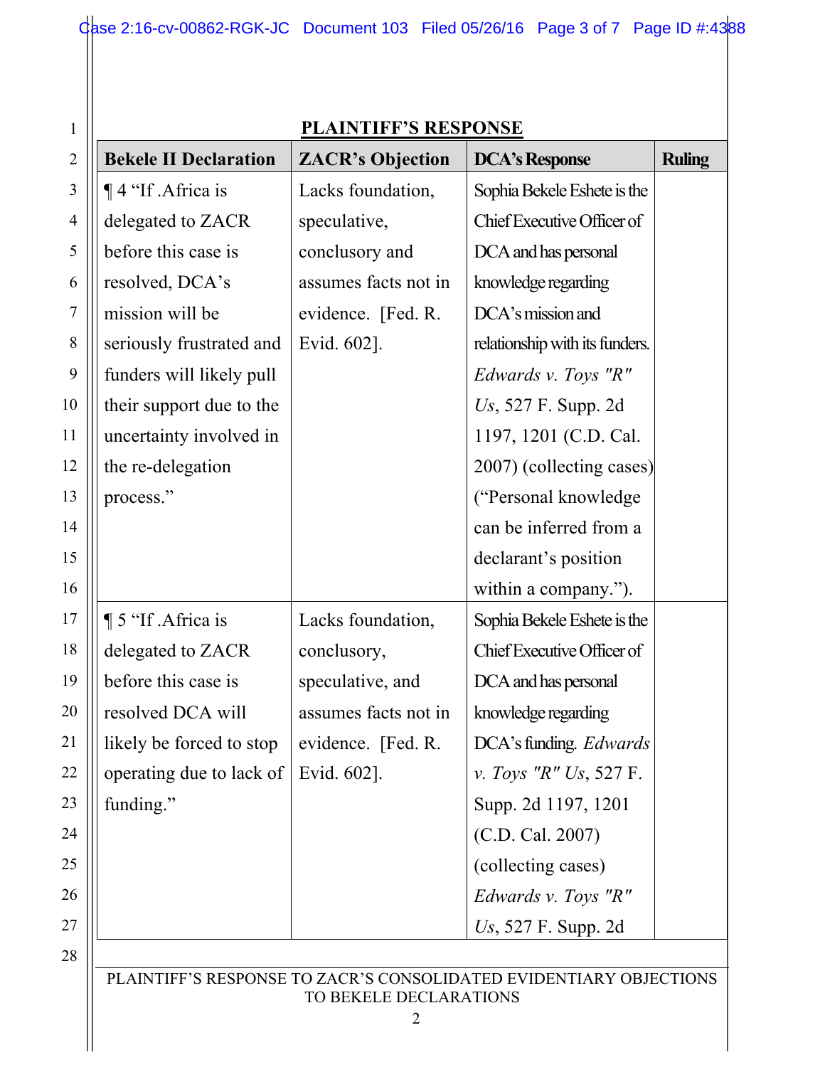## PLAINTIFF'S RESPONSE

| Bekele II Declaration | ZACR's Objection | DCA's Response | Ruling |
|---|---|---|---|
| ¶ 4 "If .Africa is delegated to ZACR before this case is resolved, DCA's mission will be seriously frustrated and funders will likely pull their support due to the uncertainty involved in the re-delegation process." | Lacks foundation, speculative, conclusory and assumes facts not in evidence. [Fed. R. Evid. 602]. | Sophia Bekele Eshete is the Chief Executive Officer of DCA and has personal knowledge regarding DCA's mission and relationship with its funders. *Edwards v. Toys "R" Us*, 527 F. Supp. 2d 1197, 1201 (C.D. Cal. 2007) (collecting cases) ("Personal knowledge can be inferred from a declarant's position within a company."). | |
| ¶ 5 "If .Africa is delegated to ZACR before this case is resolved DCA will likely be forced to stop operating due to lack of funding." | Lacks foundation, conclusory, speculative, and assumes facts not in evidence. [Fed. R. Evid. 602]. | Sophia Bekele Eshete is the Chief Executive Officer of DCA and has personal knowledge regarding DCA's funding. *Edwards v. Toys "R" Us*, 527 F. Supp. 2d 1197, 1201 (C.D. Cal. 2007) (collecting cases) *Edwards v. Toys "R" Us*, 527 F. Supp. 2d | |

PLAINTIFF'S RESPONSE TO ZACR'S CONSOLIDATED EVIDENTIARY OBJECTIONS TO BEKELE DECLARATIONS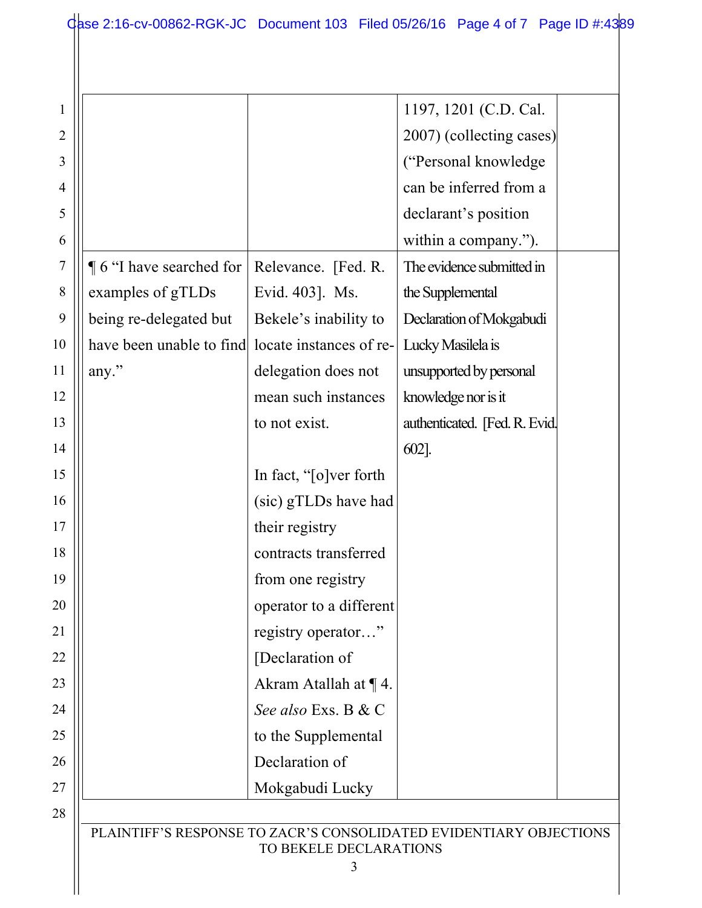| | | | |
|---|---|---|---|
| | | 1197, 1201 (C.D. Cal. 2007) (collecting cases) ("Personal knowledge can be inferred from a declarant's position within a company."). | |
| ¶ 6 "I have searched for examples of gTLDs being re-delegated but have been unable to find any." | Relevance. [Fed. R. Evid. 403]. Ms. Bekele's inability to locate instances of re-delegation does not mean such instances to not exist.<br><br>In fact, "[o]ver forth (sic) gTLDs have had their registry contracts transferred from one registry operator to a different registry operator…" [Declaration of Akram Atallah at ¶ 4. *See also* Exs. B & C to the Supplemental Declaration of Mokgabudi Lucky | The evidence submitted in the Supplemental Declaration of Mokgabudi Lucky Masilela is unsupported by personal knowledge nor is it authenticated. [Fed. R. Evid. 602]. | |

PLAINTIFF'S RESPONSE TO ZACR'S CONSOLIDATED EVIDENTIARY OBJECTIONS TO BEKELE DECLARATIONS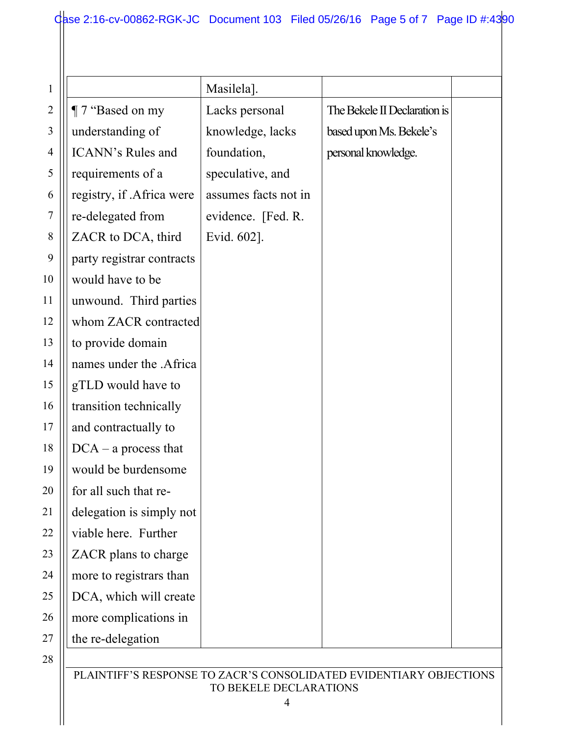| | | | |
|---|---|---|---|
| | Masilela]. | | |
| ¶ 7 "Based on my understanding of ICANN's Rules and requirements of a registry, if .Africa were re-delegated from ZACR to DCA, third party registrar contracts would have to be unwound. Third parties whom ZACR contracted to provide domain names under the .Africa gTLD would have to transition technically and contractually to DCA – a process that would be burdensome for all such that re-delegation is simply not viable here. Further ZACR plans to charge more to registrars than DCA, which will create more complications in the re-delegation | Lacks personal knowledge, lacks foundation, speculative, and assumes facts not in evidence. [Fed. R. Evid. 602]. | The Bekele II Declaration is based upon Ms. Bekele's personal knowledge. | |

PLAINTIFF'S RESPONSE TO ZACR'S CONSOLIDATED EVIDENTIARY OBJECTIONS TO BEKELE DECLARATIONS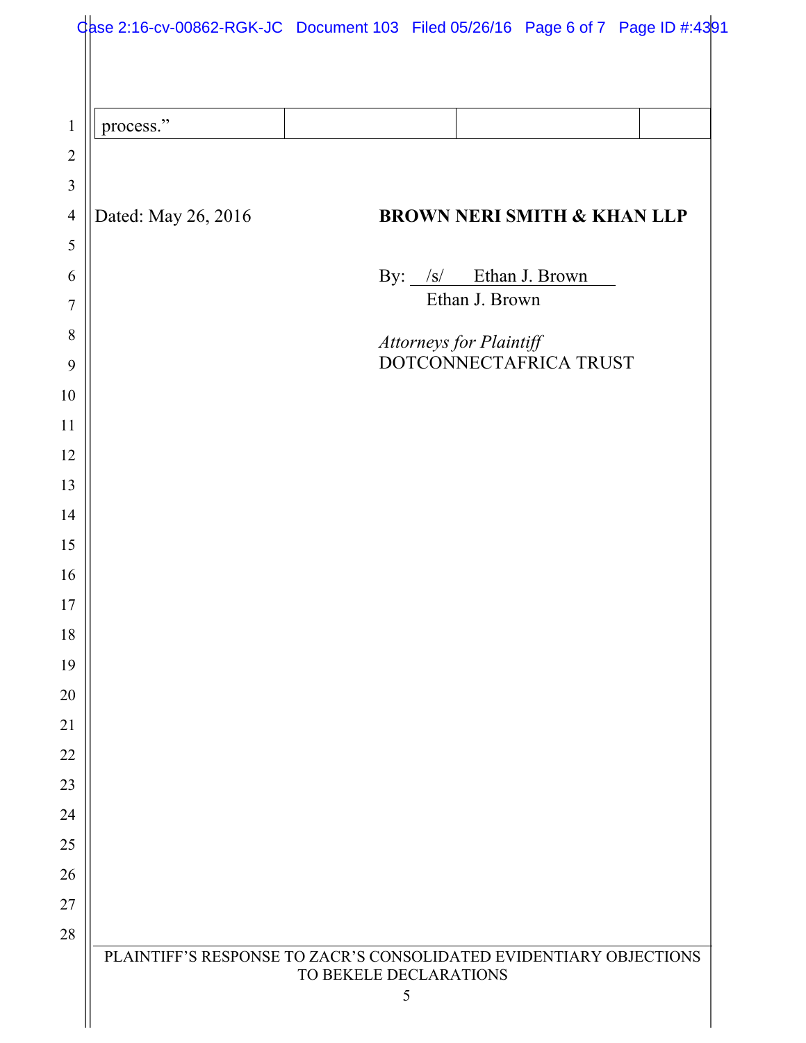| process.” | | | |
|---|---|---|---|

Dated: May 26, 2016

**BROWN NERI SMITH & KHAN LLP**

By: /s/ Ethan J. Brown
Ethan J. Brown

*Attorneys for Plaintiff*
DOTCONNECTAFRICA TRUST

PLAINTIFF’S RESPONSE TO ZACR’S CONSOLIDATED EVIDENTIARY OBJECTIONS TO BEKELE DECLARATIONS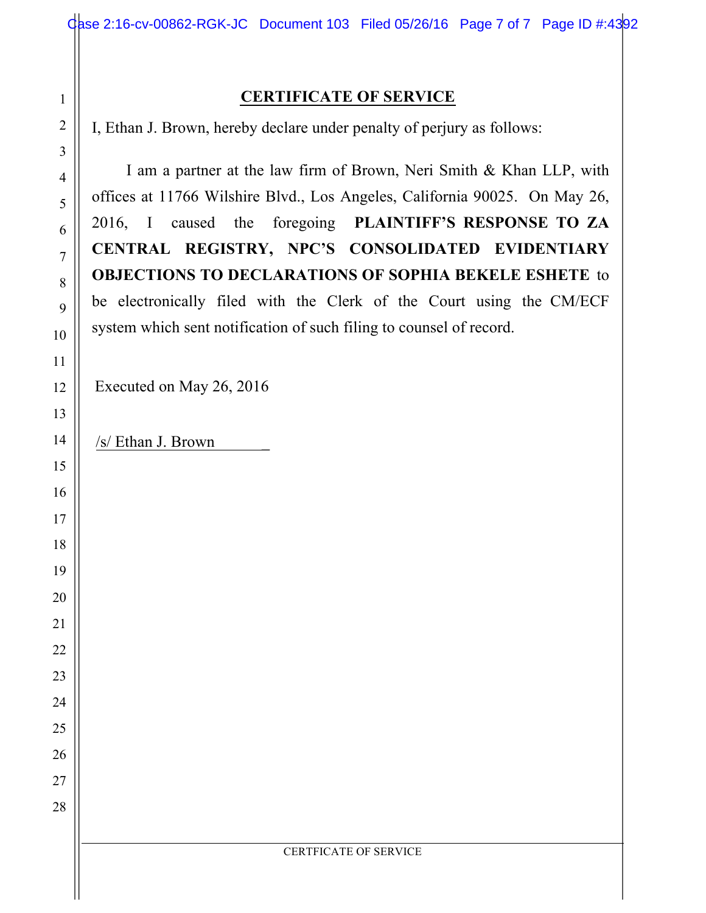## CERTIFICATE OF SERVICE

I, Ethan J. Brown, hereby declare under penalty of perjury as follows:

I am a partner at the law firm of Brown, Neri Smith & Khan LLP, with offices at 11766 Wilshire Blvd., Los Angeles, California 90025. On May 26, 2016, I caused the foregoing **PLAINTIFF'S RESPONSE TO ZA CENTRAL REGISTRY, NPC'S CONSOLIDATED EVIDENTIARY OBJECTIONS TO DECLARATIONS OF SOPHIA BEKELE ESHETE** to be electronically filed with the Clerk of the Court using the CM/ECF system which sent notification of such filing to counsel of record.

Executed on May 26, 2016

/s/ Ethan J. Brown